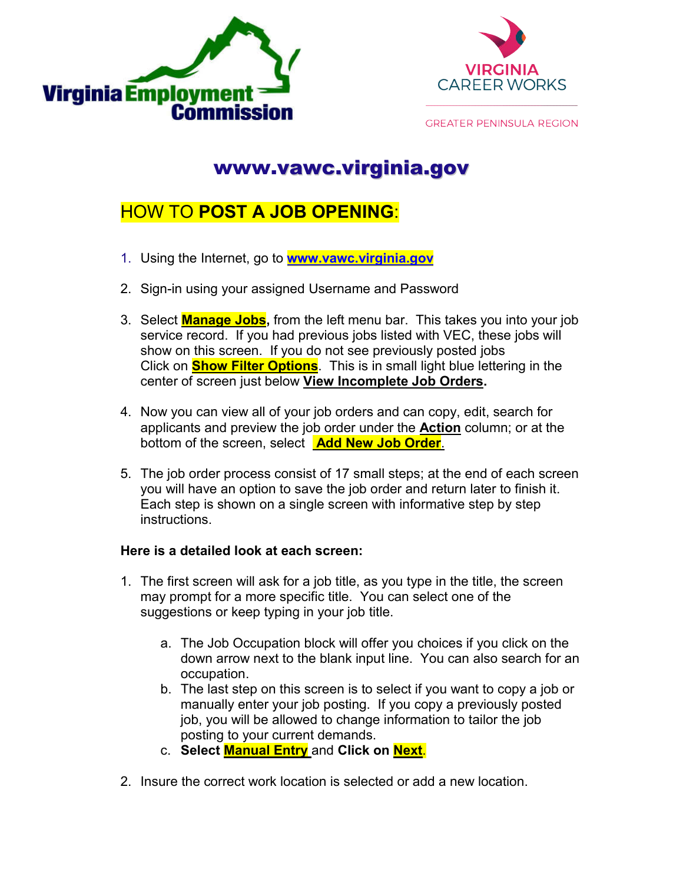Virginia Employment Commission

VIRGINIA CAREER WORKS

GREATER PENINSULA REGION

## www.vawc.virginia.gov

# HOW TO **POST A JOB OPENING**:

1. Using the Internet, go to **www.vawc.virginia.gov**
2. Sign-in using your assigned Username and Password
3. Select **Manage Jobs,** from the left menu bar. This takes you into your job service record. If you had previous jobs listed with VEC, these jobs will show on this screen. If you do not see previously posted jobs Click on **Show Filter Options**. This is in small light blue lettering in the center of screen just below **View Incomplete Job Orders.**
4. Now you can view all of your job orders and can copy, edit, search for applicants and preview the job order under the **Action** column; or at the bottom of the screen, select **Add New Job Order**.
5. The job order process consist of 17 small steps; at the end of each screen you will have an option to save the job order and return later to finish it. Each step is shown on a single screen with informative step by step instructions.

**Here is a detailed look at each screen:**

1. The first screen will ask for a job title, as you type in the title, the screen may prompt for a more specific title. You can select one of the suggestions or keep typing in your job title.
   a. The Job Occupation block will offer you choices if you click on the down arrow next to the blank input line. You can also search for an occupation.
   b. The last step on this screen is to select if you want to copy a job or manually enter your job posting. If you copy a previously posted job, you will be allowed to change information to tailor the job posting to your current demands.
   c. **Select Manual Entry and Click on Next**.
2. Insure the correct work location is selected or add a new location.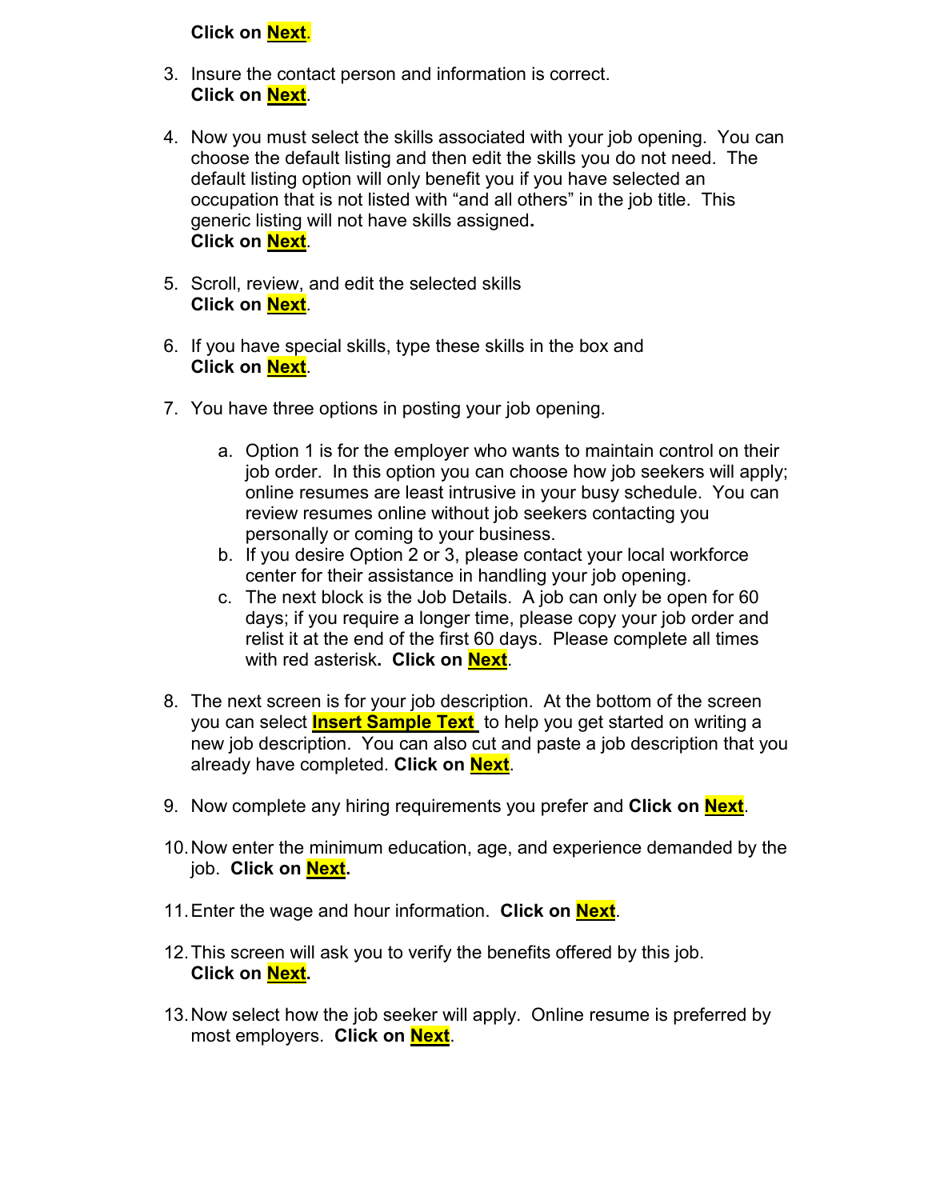**Click on Next**.

3. Insure the contact person and information is correct.
   **Click on Next**.

4. Now you must select the skills associated with your job opening. You can choose the default listing and then edit the skills you do not need. The default listing option will only benefit you if you have selected an occupation that is not listed with "and all others" in the job title. This generic listing will not have skills assigned.
   **Click on Next**.

5. Scroll, review, and edit the selected skills
   **Click on Next**.

6. If you have special skills, type these skills in the box and
   **Click on Next**.

7. You have three options in posting your job opening.

   a. Option 1 is for the employer who wants to maintain control on their job order. In this option you can choose how job seekers will apply; online resumes are least intrusive in your busy schedule. You can review resumes online without job seekers contacting you personally or coming to your business.
   b. If you desire Option 2 or 3, please contact your local workforce center for their assistance in handling your job opening.
   c. The next block is the Job Details. A job can only be open for 60 days; if you require a longer time, please copy your job order and relist it at the end of the first 60 days. Please complete all times with red asterisk. **Click on Next**.

8. The next screen is for your job description. At the bottom of the screen you can select **Insert Sample Text** to help you get started on writing a new job description. You can also cut and paste a job description that you already have completed. **Click on Next**.

9. Now complete any hiring requirements you prefer and **Click on Next**.

10. Now enter the minimum education, age, and experience demanded by the job. **Click on Next.**

11. Enter the wage and hour information. **Click on Next**.

12. This screen will ask you to verify the benefits offered by this job.
    **Click on Next.**

13. Now select how the job seeker will apply. Online resume is preferred by most employers. **Click on Next**.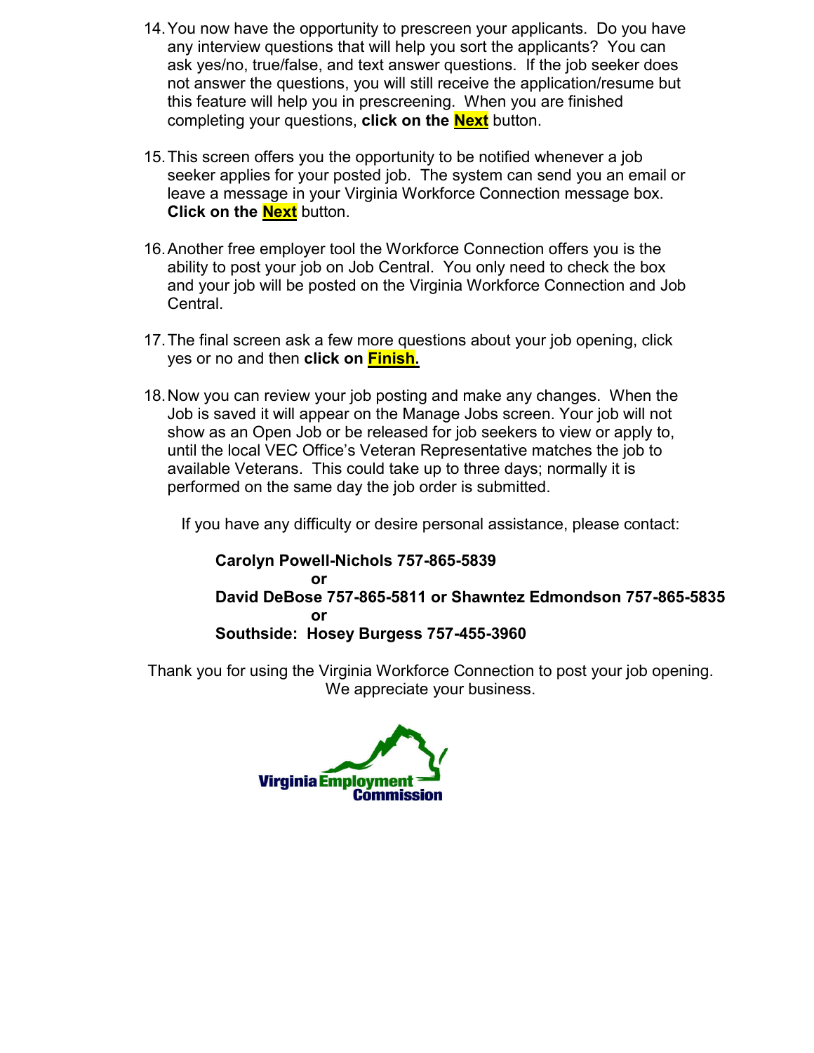14. You now have the opportunity to prescreen your applicants. Do you have any interview questions that will help you sort the applicants? You can ask yes/no, true/false, and text answer questions. If the job seeker does not answer the questions, you will still receive the application/resume but this feature will help you in prescreening. When you are finished completing your questions, **click on the <u>Next</u>** button.

15. This screen offers you the opportunity to be notified whenever a job seeker applies for your posted job. The system can send you an email or leave a message in your Virginia Workforce Connection message box. **Click on the <u>Next</u>** button.

16. Another free employer tool the Workforce Connection offers you is the ability to post your job on Job Central. You only need to check the box and your job will be posted on the Virginia Workforce Connection and Job Central.

17. The final screen ask a few more questions about your job opening, click yes or no and then **click on <u>Finish</u>.**

18. Now you can review your job posting and make any changes. When the Job is saved it will appear on the Manage Jobs screen. Your job will not show as an Open Job or be released for job seekers to view or apply to, until the local VEC Office's Veteran Representative matches the job to available Veterans. This could take up to three days; normally it is performed on the same day the job order is submitted.

If you have any difficulty or desire personal assistance, please contact:

**Carolyn Powell-Nichols 757-865-5839**
**or**
**David DeBose 757-865-5811 or Shawntez Edmondson 757-865-5835**
**or**
**Southside: Hosey Burgess 757-455-3960**

Thank you for using the Virginia Workforce Connection to post your job opening.
We appreciate your business.

Virginia Employment Commission